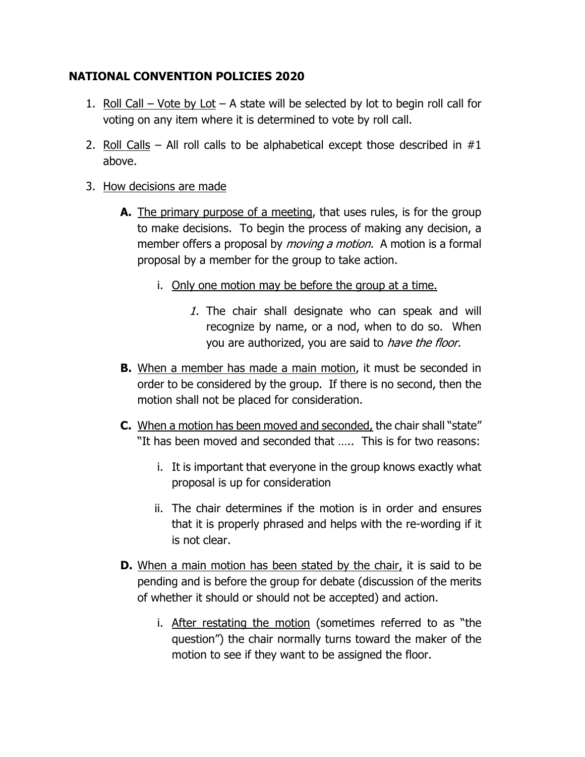# NATIONAL CONVENTION POLICIES 2020

1. <u>Roll Call – Vote by Lot</u> – A state will be selected by lot to begin roll call for voting on any item where it is determined to vote by roll call.

2. <u>Roll Calls</u> – All roll calls to be alphabetical except those described in #1 above.

3. <u>How decisions are made</u>

   **A.** <u>The primary purpose of a meeting</u>, that uses rules, is for the group to make decisions. To begin the process of making any decision, a member offers a proposal by *moving a motion.* A motion is a formal proposal by a member for the group to take action.

      i. <u>Only one motion may be before the group at a time.</u>

         *1.* The chair shall designate who can speak and will recognize by name, or a nod, when to do so. When you are authorized, you are said to *have the floor.*

   **B.** <u>When a member has made a main motion</u>, it must be seconded in order to be considered by the group. If there is no second, then the motion shall not be placed for consideration.

   **C.** <u>When a motion has been moved and seconded,</u> the chair shall "state" "It has been moved and seconded that ….. This is for two reasons:

      i. It is important that everyone in the group knows exactly what proposal is up for consideration

      ii. The chair determines if the motion is in order and ensures that it is properly phrased and helps with the re-wording if it is not clear.

   **D.** <u>When a main motion has been stated by the chair,</u> it is said to be pending and is before the group for debate (discussion of the merits of whether it should or should not be accepted) and action.

      i. <u>After restating the motion</u> (sometimes referred to as "the question") the chair normally turns toward the maker of the motion to see if they want to be assigned the floor.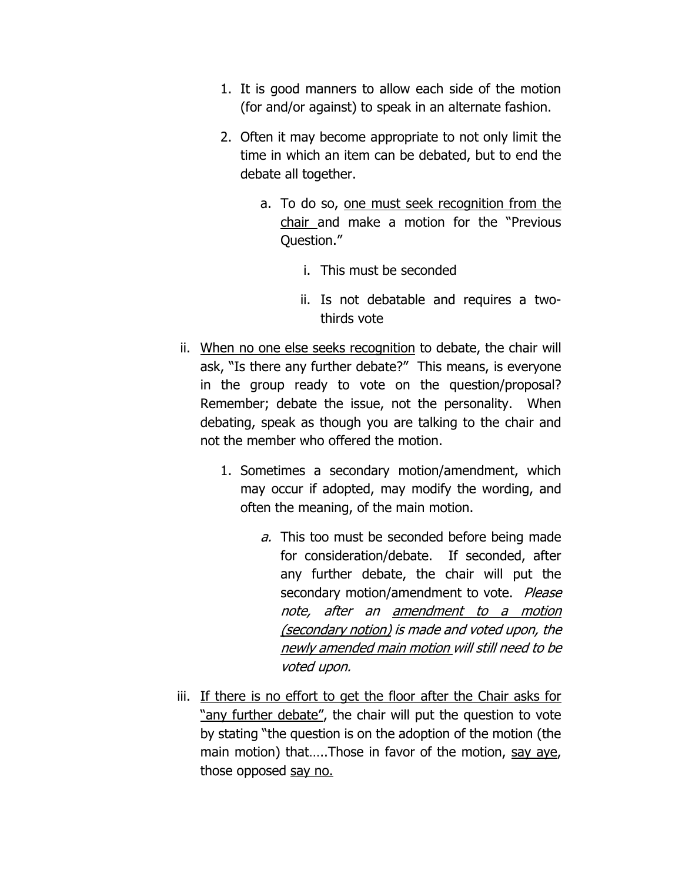1. It is good manners to allow each side of the motion (for and/or against) to speak in an alternate fashion.

2. Often it may become appropriate to not only limit the time in which an item can be debated, but to end the debate all together.

   a. To do so, <u>one must seek recognition from the chair</u> and make a motion for the "Previous Question."

      i. This must be seconded

      ii. Is not debatable and requires a two-thirds vote

ii. <u>When no one else seeks recognition</u> to debate, the chair will ask, "Is there any further debate?" This means, is everyone in the group ready to vote on the question/proposal? Remember; debate the issue, not the personality. When debating, speak as though you are talking to the chair and not the member who offered the motion.

   1. Sometimes a secondary motion/amendment, which may occur if adopted, may modify the wording, and often the meaning, of the main motion.

      *a.* This too must be seconded before being made for consideration/debate. If seconded, after any further debate, the chair will put the secondary motion/amendment to vote. *Please note, after an <u>amendment to a motion (secondary notion)</u> is made and voted upon, the <u>newly amended main motion</u> will still need to be voted upon.*

iii. <u>If there is no effort to get the floor after the Chair asks for "any further debate"</u>, the chair will put the question to vote by stating "the question is on the adoption of the motion (the main motion) that…..Those in favor of the motion, <u>say aye</u>, those opposed <u>say no.</u>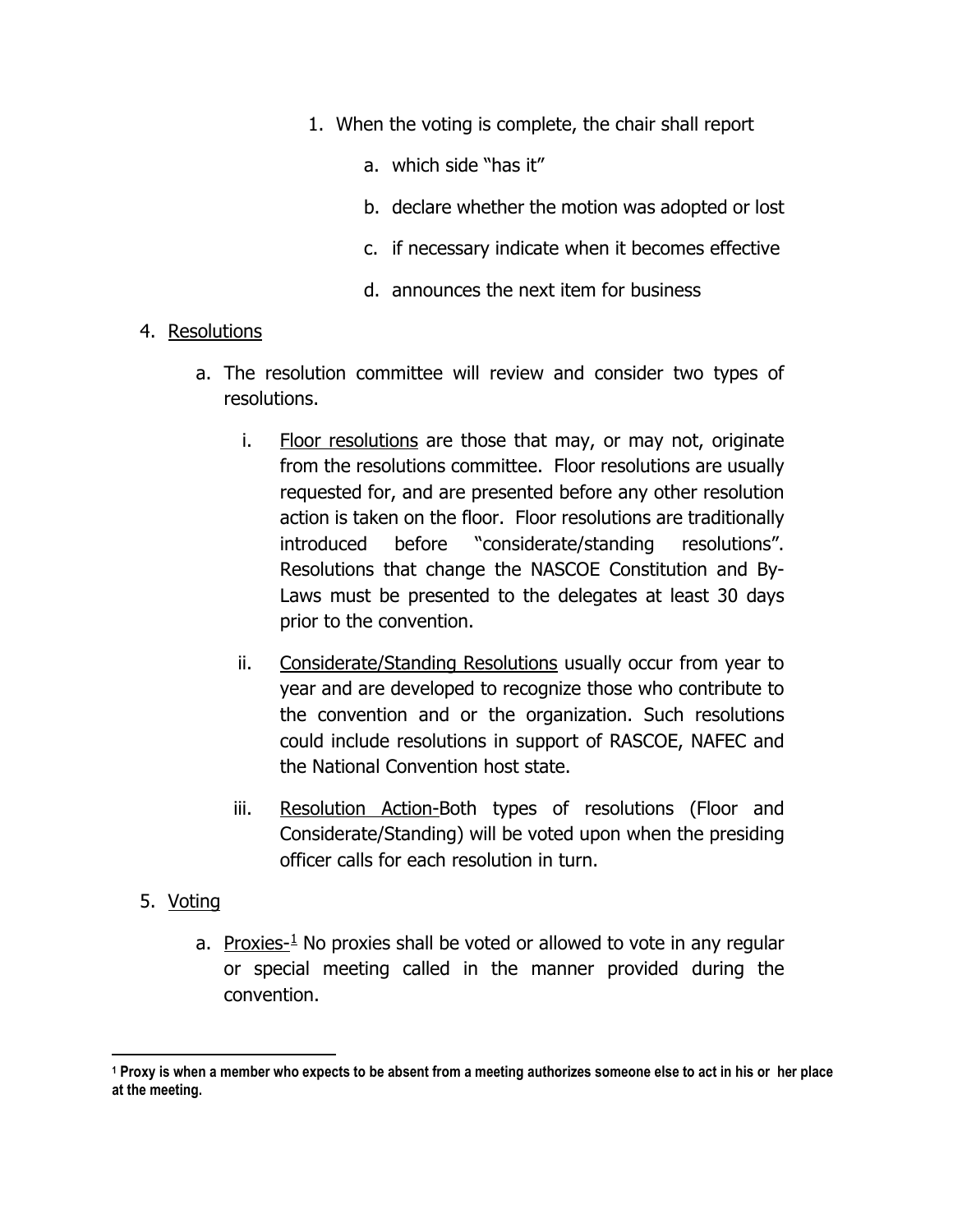1. When the voting is complete, the chair shall report
    a. which side "has it"
    b. declare whether the motion was adopted or lost
    c. if necessary indicate when it becomes effective
    d. announces the next item for business

4. Resolutions
    a. The resolution committee will review and consider two types of resolutions.
        i. Floor resolutions are those that may, or may not, originate from the resolutions committee. Floor resolutions are usually requested for, and are presented before any other resolution action is taken on the floor. Floor resolutions are traditionally introduced before "considerate/standing resolutions". Resolutions that change the NASCOE Constitution and By-Laws must be presented to the delegates at least 30 days prior to the convention.
        ii. Considerate/Standing Resolutions usually occur from year to year and are developed to recognize those who contribute to the convention and or the organization. Such resolutions could include resolutions in support of RASCOE, NAFEC and the National Convention host state.
        iii. Resolution Action-Both types of resolutions (Floor and Considerate/Standing) will be voted upon when the presiding officer calls for each resolution in turn.

5. Voting
    a. Proxies-[1] No proxies shall be voted or allowed to vote in any regular or special meeting called in the manner provided during the convention.

---

[1] **Proxy is when a member who expects to be absent from a meeting authorizes someone else to act in his or her place at the meeting.**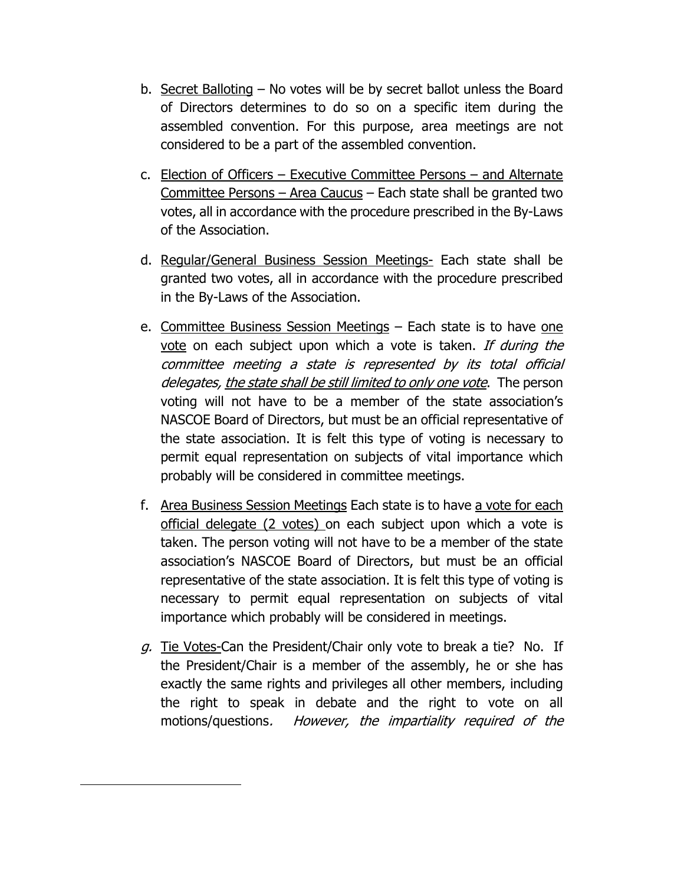b. Secret Balloting – No votes will be by secret ballot unless the Board of Directors determines to do so on a specific item during the assembled convention. For this purpose, area meetings are not considered to be a part of the assembled convention.

c. Election of Officers – Executive Committee Persons – and Alternate Committee Persons – Area Caucus – Each state shall be granted two votes, all in accordance with the procedure prescribed in the By-Laws of the Association.

d. Regular/General Business Session Meetings- Each state shall be granted two votes, all in accordance with the procedure prescribed in the By-Laws of the Association.

e. Committee Business Session Meetings – Each state is to have one vote on each subject upon which a vote is taken. *If during the committee meeting a state is represented by its total official delegates, the state shall be still limited to only one vote*. The person voting will not have to be a member of the state association's NASCOE Board of Directors, but must be an official representative of the state association. It is felt this type of voting is necessary to permit equal representation on subjects of vital importance which probably will be considered in committee meetings.

f. Area Business Session Meetings Each state is to have a vote for each official delegate (2 votes) on each subject upon which a vote is taken. The person voting will not have to be a member of the state association's NASCOE Board of Directors, but must be an official representative of the state association. It is felt this type of voting is necessary to permit equal representation on subjects of vital importance which probably will be considered in meetings.

*g.* Tie Votes-Can the President/Chair only vote to break a tie? No. If the President/Chair is a member of the assembly, he or she has exactly the same rights and privileges all other members, including the right to speak in debate and the right to vote on all motions/questions. *However, the impartiality required of the*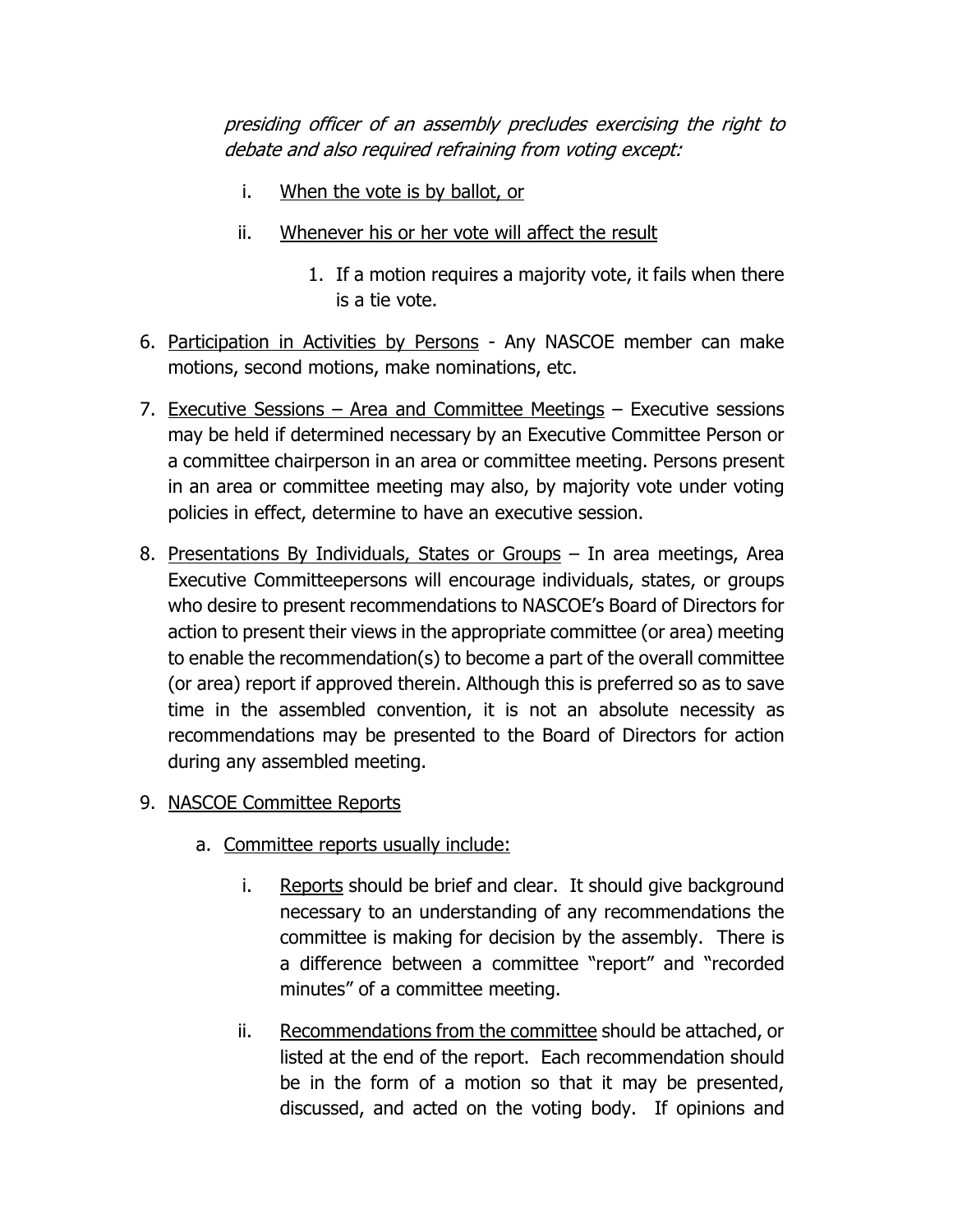*presiding officer of an assembly precludes exercising the right to debate and also required refraining from voting except:*

   i. When the vote is by ballot, or

   ii. Whenever his or her vote will affect the result

      1. If a motion requires a majority vote, it fails when there is a tie vote.

6. Participation in Activities by Persons - Any NASCOE member can make motions, second motions, make nominations, etc.

7. Executive Sessions – Area and Committee Meetings – Executive sessions may be held if determined necessary by an Executive Committee Person or a committee chairperson in an area or committee meeting. Persons present in an area or committee meeting may also, by majority vote under voting policies in effect, determine to have an executive session.

8. Presentations By Individuals, States or Groups – In area meetings, Area Executive Committeepersons will encourage individuals, states, or groups who desire to present recommendations to NASCOE's Board of Directors for action to present their views in the appropriate committee (or area) meeting to enable the recommendation(s) to become a part of the overall committee (or area) report if approved therein. Although this is preferred so as to save time in the assembled convention, it is not an absolute necessity as recommendations may be presented to the Board of Directors for action during any assembled meeting.

9. NASCOE Committee Reports

   a. Committee reports usually include:

      i. Reports should be brief and clear. It should give background necessary to an understanding of any recommendations the committee is making for decision by the assembly. There is a difference between a committee "report" and "recorded minutes" of a committee meeting.

      ii. Recommendations from the committee should be attached, or listed at the end of the report. Each recommendation should be in the form of a motion so that it may be presented, discussed, and acted on the voting body. If opinions and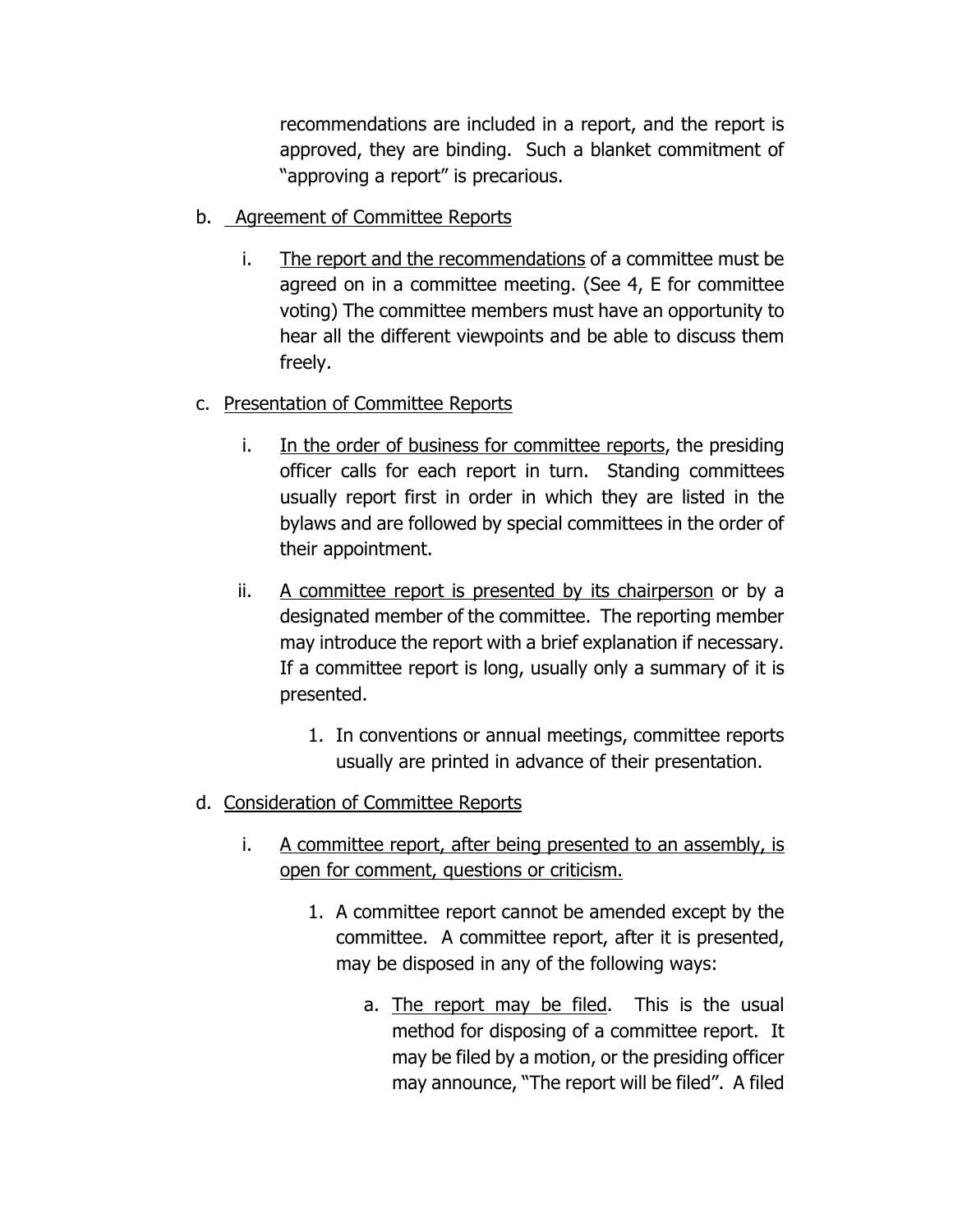recommendations are included in a report, and the report is approved, they are binding. Such a blanket commitment of "approving a report" is precarious.

b. Agreement of Committee Reports

   i. The report and the recommendations of a committee must be agreed on in a committee meeting. (See 4, E for committee voting) The committee members must have an opportunity to hear all the different viewpoints and be able to discuss them freely.

c. Presentation of Committee Reports

   i. In the order of business for committee reports, the presiding officer calls for each report in turn. Standing committees usually report first in order in which they are listed in the bylaws and are followed by special committees in the order of their appointment.

   ii. A committee report is presented by its chairperson or by a designated member of the committee. The reporting member may introduce the report with a brief explanation if necessary. If a committee report is long, usually only a summary of it is presented.

      1. In conventions or annual meetings, committee reports usually are printed in advance of their presentation.

d. Consideration of Committee Reports

   i. A committee report, after being presented to an assembly, is open for comment, questions or criticism.

      1. A committee report cannot be amended except by the committee. A committee report, after it is presented, may be disposed in any of the following ways:

         a. The report may be filed. This is the usual method for disposing of a committee report. It may be filed by a motion, or the presiding officer may announce, "The report will be filed". A filed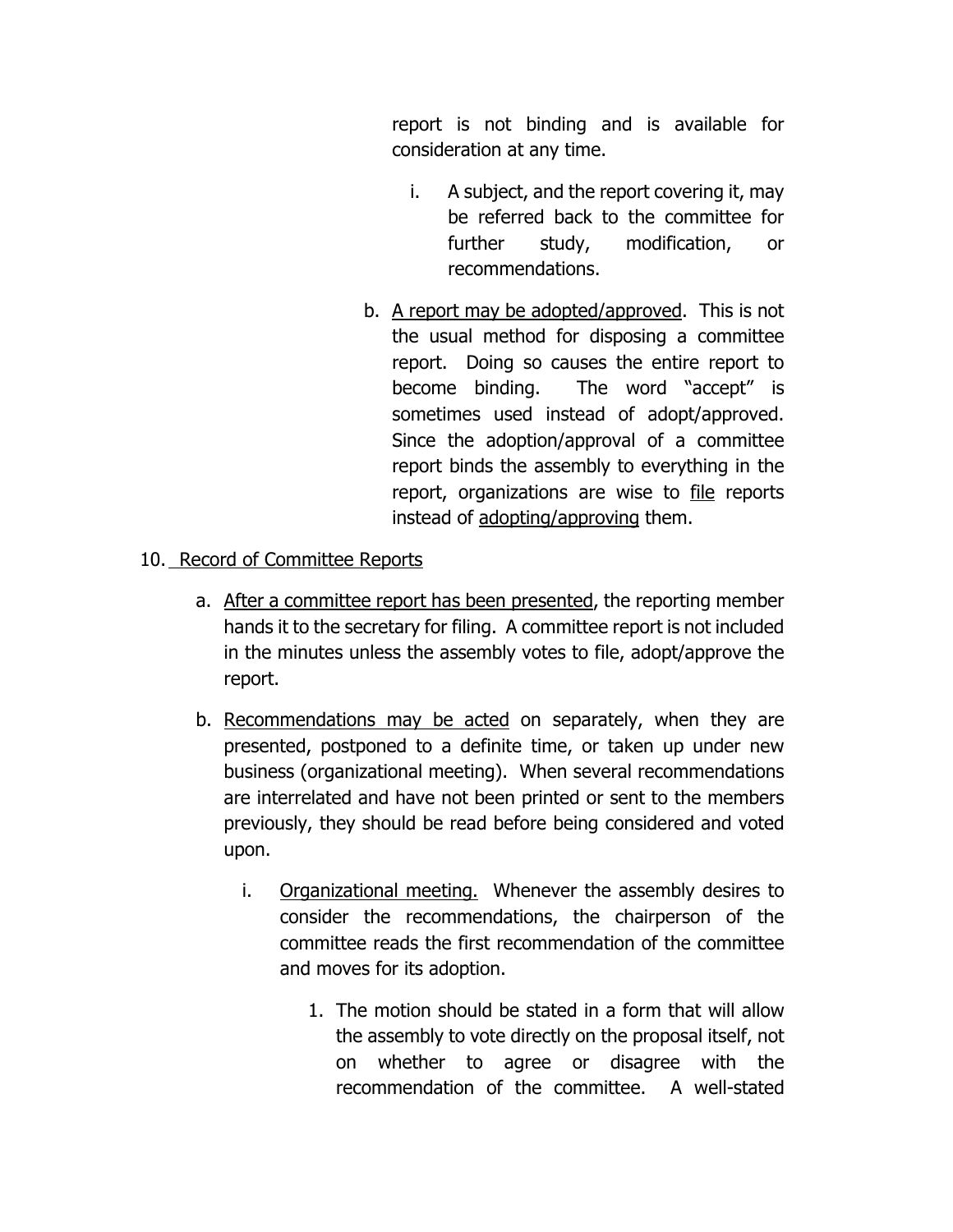report is not binding and is available for consideration at any time.

   i. A subject, and the report covering it, may be referred back to the committee for further study, modification, or recommendations.

b. A report may be adopted/approved. This is not the usual method for disposing a committee report. Doing so causes the entire report to become binding. The word "accept" is sometimes used instead of adopt/approved. Since the adoption/approval of a committee report binds the assembly to everything in the report, organizations are wise to file reports instead of adopting/approving them.

10. Record of Committee Reports

   a. After a committee report has been presented, the reporting member hands it to the secretary for filing. A committee report is not included in the minutes unless the assembly votes to file, adopt/approve the report.

   b. Recommendations may be acted on separately, when they are presented, postponed to a definite time, or taken up under new business (organizational meeting). When several recommendations are interrelated and have not been printed or sent to the members previously, they should be read before being considered and voted upon.

      i. Organizational meeting. Whenever the assembly desires to consider the recommendations, the chairperson of the committee reads the first recommendation of the committee and moves for its adoption.

         1. The motion should be stated in a form that will allow the assembly to vote directly on the proposal itself, not on whether to agree or disagree with the recommendation of the committee. A well-stated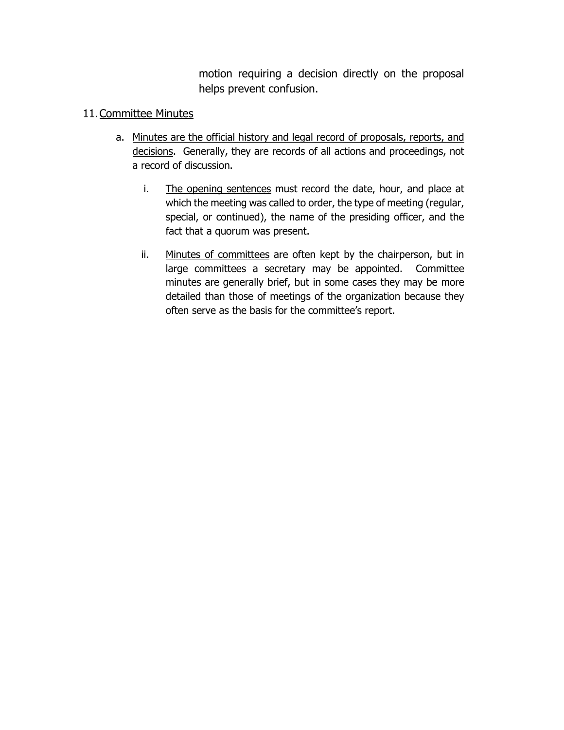motion requiring a decision directly on the proposal helps prevent confusion.

11. <u>Committee Minutes</u>

   a. <u>Minutes are the official history and legal record of proposals, reports, and decisions</u>. Generally, they are records of all actions and proceedings, not a record of discussion.

      i. <u>The opening sentences</u> must record the date, hour, and place at which the meeting was called to order, the type of meeting (regular, special, or continued), the name of the presiding officer, and the fact that a quorum was present.

      ii. <u>Minutes of committees</u> are often kept by the chairperson, but in large committees a secretary may be appointed. Committee minutes are generally brief, but in some cases they may be more detailed than those of meetings of the organization because they often serve as the basis for the committee's report.